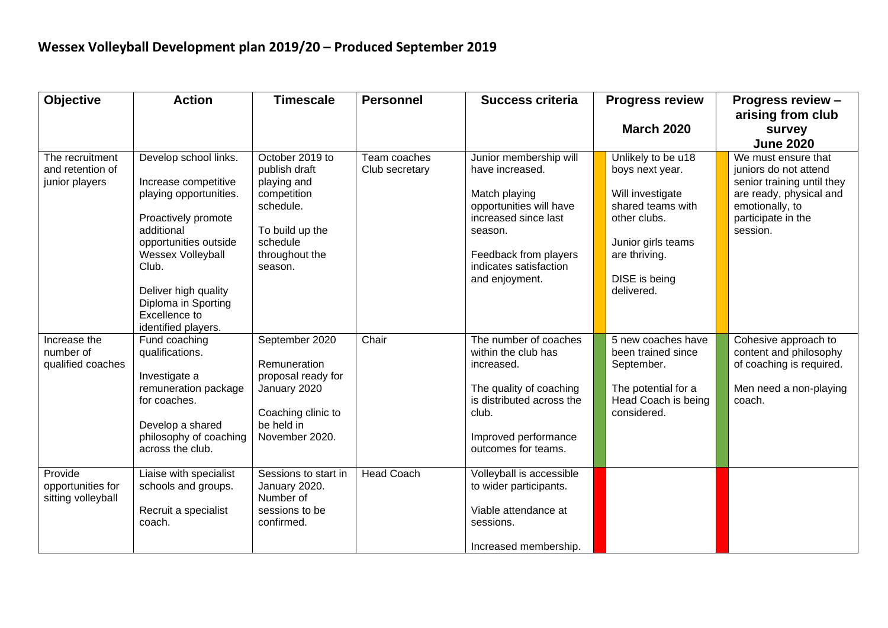## Wessex Volleyball Development plan 2019/20 – Produced September 2019

| Objective | Action | Timescale | Personnel | Success criteria | Progress review March 2020 | Progress review – arising from club survey June 2020 |
|---|---|---|---|---|---|---|
| The recruitment and retention of junior players | Develop school links.<br><br>Increase competitive playing opportunities.<br><br>Proactively promote additional opportunities outside Wessex Volleyball Club.<br><br>Deliver high quality Diploma in Sporting Excellence to identified players. | October 2019 to publish draft playing and competition schedule.<br><br>To build up the schedule throughout the season. | Team coaches<br>Club secretary | Junior membership will have increased.<br><br>Match playing opportunities will have increased since last season.<br><br>Feedback from players indicates satisfaction and enjoyment. | Unlikely to be u18 boys next year.<br><br>Will investigate shared teams with other clubs.<br><br>Junior girls teams are thriving.<br><br>DISE is being delivered. | We must ensure that juniors do not attend senior training until they are ready, physical and emotionally, to participate in the session. |
| Increase the number of qualified coaches | Fund coaching qualifications.<br><br>Investigate a remuneration package for coaches.<br><br>Develop a shared philosophy of coaching across the club. | September 2020<br><br>Remuneration proposal ready for January 2020<br><br>Coaching clinic to be held in November 2020. | Chair | The number of coaches within the club has increased.<br><br>The quality of coaching is distributed across the club.<br><br>Improved performance outcomes for teams. | 5 new coaches have been trained since September.<br><br>The potential for a Head Coach is being considered. | Cohesive approach to content and philosophy of coaching is required.<br><br>Men need a non-playing coach. |
| Provide opportunities for sitting volleyball | Liaise with specialist schools and groups.<br><br>Recruit a specialist coach. | Sessions to start in January 2020. Number of sessions to be confirmed. | Head Coach | Volleyball is accessible to wider participants.<br><br>Viable attendance at sessions.<br><br>Increased membership. | | |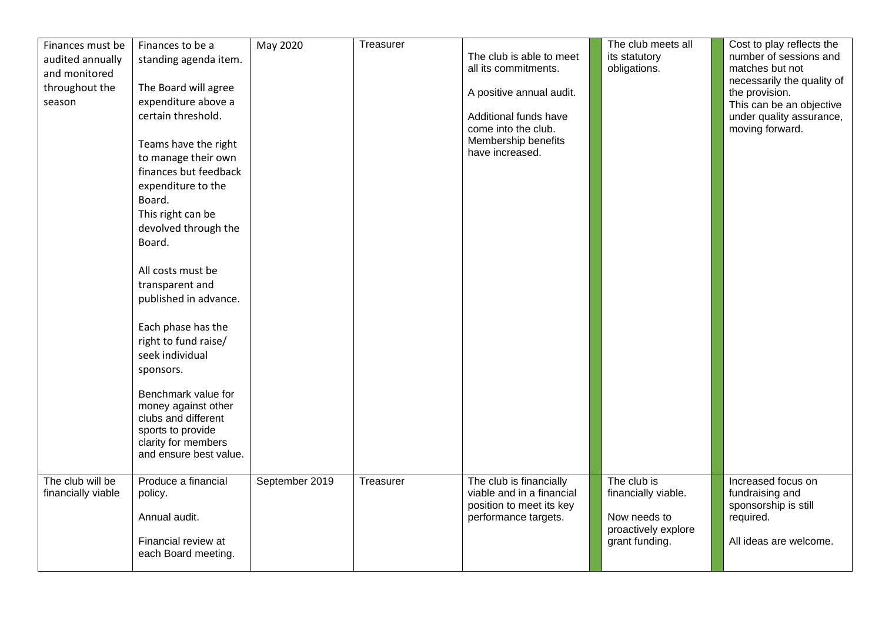| | | | | | | | | |
|---|---|---|---|---|---|---|---|---|
| Finances must be audited annually and monitored throughout the season | Finances to be a standing agenda item.<br><br>The Board will agree expenditure above a certain threshold.<br><br>Teams have the right to manage their own finances but feedback expenditure to the Board.<br>This right can be devolved through the Board.<br><br>All costs must be transparent and published in advance.<br><br>Each phase has the right to fund raise/ seek individual sponsors.<br><br>Benchmark value for money against other clubs and different sports to provide clarity for members and ensure best value. | May 2020 | Treasurer | The club is able to meet all its commitments.<br><br>A positive annual audit.<br><br>Additional funds have come into the club.<br>Membership benefits have increased. | | The club meets all its statutory obligations. | | Cost to play reflects the number of sessions and matches but not necessarily the quality of the provision.<br>This can be an objective under quality assurance, moving forward. |
| The club will be financially viable | Produce a financial policy.<br><br>Annual audit.<br><br>Financial review at each Board meeting. | September 2019 | Treasurer | The club is financially viable and in a financial position to meet its key performance targets. | | The club is financially viable.<br><br>Now needs to proactively explore grant funding. | | Increased focus on fundraising and sponsorship is still required.<br><br>All ideas are welcome. |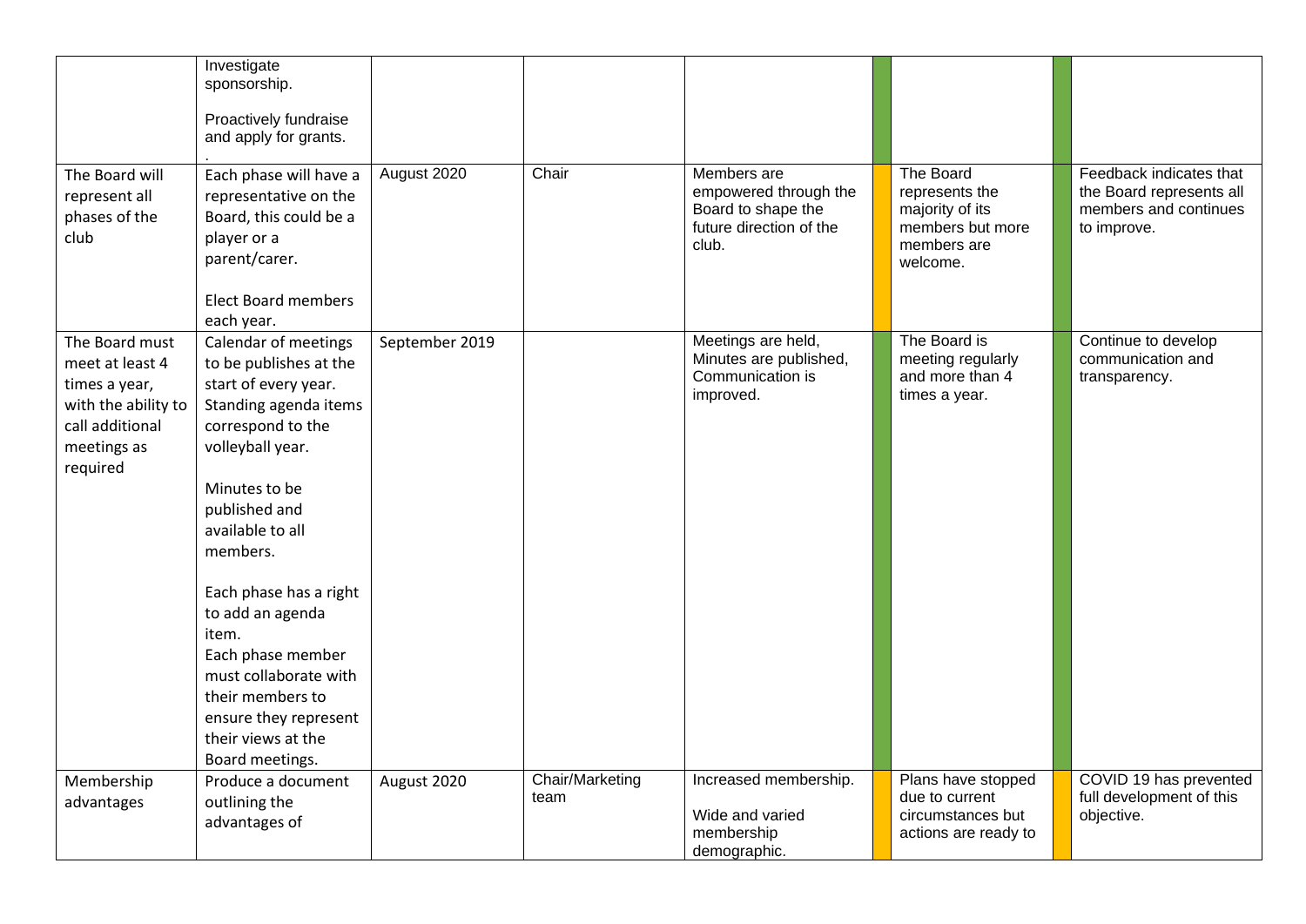| | | | | | | | | |
|---|---|---|---|---|---|---|---|---|
| | Investigate sponsorship.<br><br>Proactively fundraise and apply for grants.<br>. | | | | | | | |
| The Board will represent all phases of the club | Each phase will have a representative on the Board, this could be a player or a parent/carer.<br><br>Elect Board members each year. | August 2020 | Chair | Members are empowered through the Board to shape the future direction of the club. | | The Board represents the majority of its members but more members are welcome. | | Feedback indicates that the Board represents all members and continues to improve. |
| The Board must meet at least 4 times a year, with the ability to call additional meetings as required | Calendar of meetings to be publishes at the start of every year. Standing agenda items correspond to the volleyball year.<br><br>Minutes to be published and available to all members.<br><br>Each phase has a right to add an agenda item.<br>Each phase member must collaborate with their members to ensure they represent their views at the Board meetings. | September 2019 | | Meetings are held, Minutes are published, Communication is improved. | | The Board is meeting regularly and more than 4 times a year. | | Continue to develop communication and transparency. |
| Membership advantages | Produce a document outlining the advantages of | August 2020 | Chair/Marketing team | Increased membership.<br><br>Wide and varied membership demographic. | | Plans have stopped due to current circumstances but actions are ready to | | COVID 19 has prevented full development of this objective. |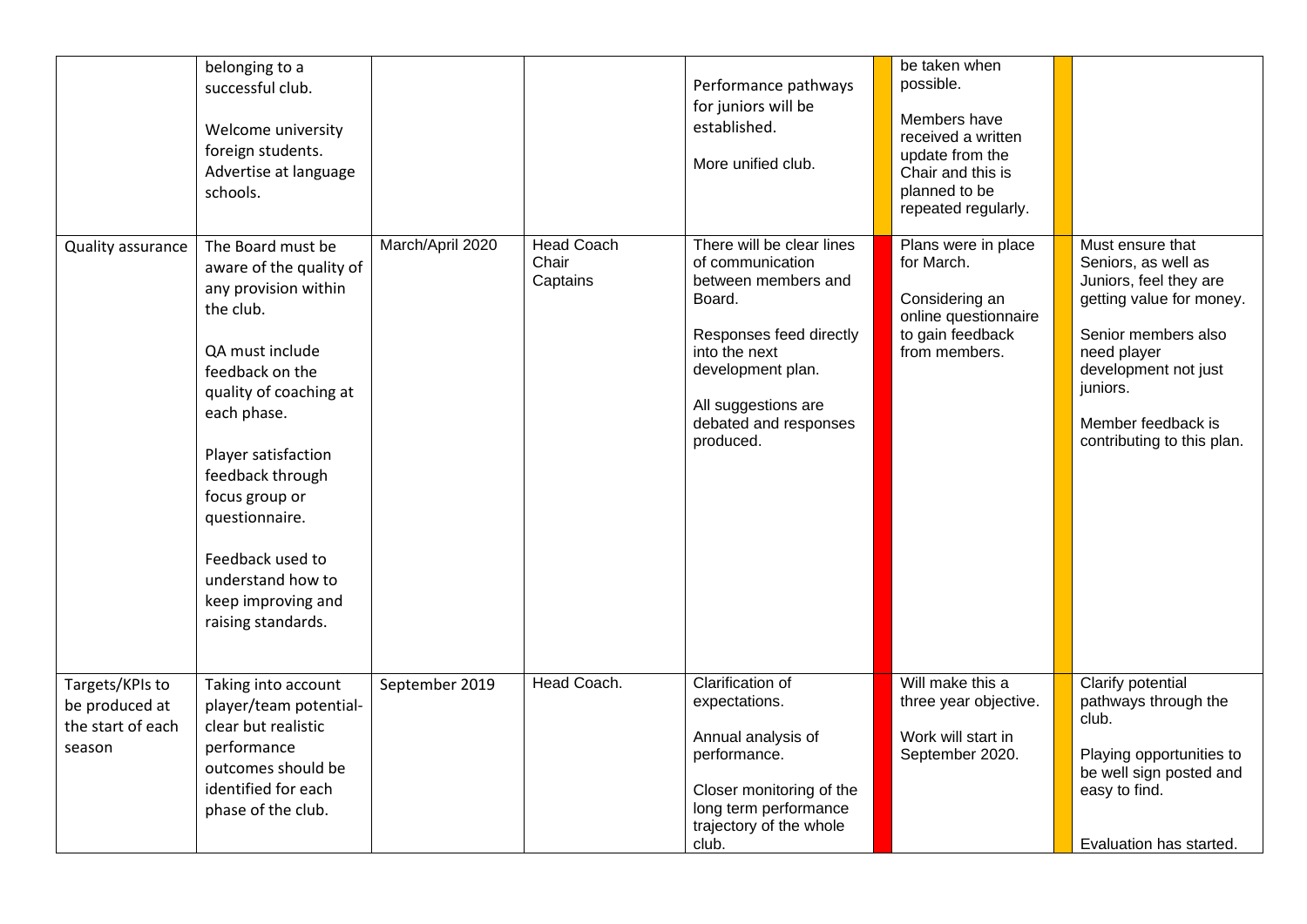| | | | | | | | | |
|---|---|---|---|---|---|---|---|---|
| | belonging to a successful club.<br><br>Welcome university foreign students. Advertise at language schools. | | | Performance pathways for juniors will be established.<br><br>More unified club. | | be taken when possible.<br><br>Members have received a written update from the Chair and this is planned to be repeated regularly. | | |
| Quality assurance | The Board must be aware of the quality of any provision within the club.<br><br>QA must include feedback on the quality of coaching at each phase.<br><br>Player satisfaction feedback through focus group or questionnaire.<br><br>Feedback used to understand how to keep improving and raising standards. | March/April 2020 | Head Coach<br>Chair<br>Captains | There will be clear lines of communication between members and Board.<br><br>Responses feed directly into the next development plan.<br><br>All suggestions are debated and responses produced. | | Plans were in place for March.<br><br>Considering an online questionnaire to gain feedback from members. | | Must ensure that Seniors, as well as Juniors, feel they are getting value for money.<br><br>Senior members also need player development not just juniors.<br><br>Member feedback is contributing to this plan. |
| Targets/KPIs to be produced at the start of each season | Taking into account player/team potential- clear but realistic performance outcomes should be identified for each phase of the club. | September 2019 | Head Coach. | Clarification of expectations.<br><br>Annual analysis of performance.<br><br>Closer monitoring of the long term performance trajectory of the whole club. | | Will make this a three year objective.<br><br>Work will start in September 2020. | | Clarify potential pathways through the club.<br><br>Playing opportunities to be well sign posted and easy to find.<br><br>Evaluation has started. |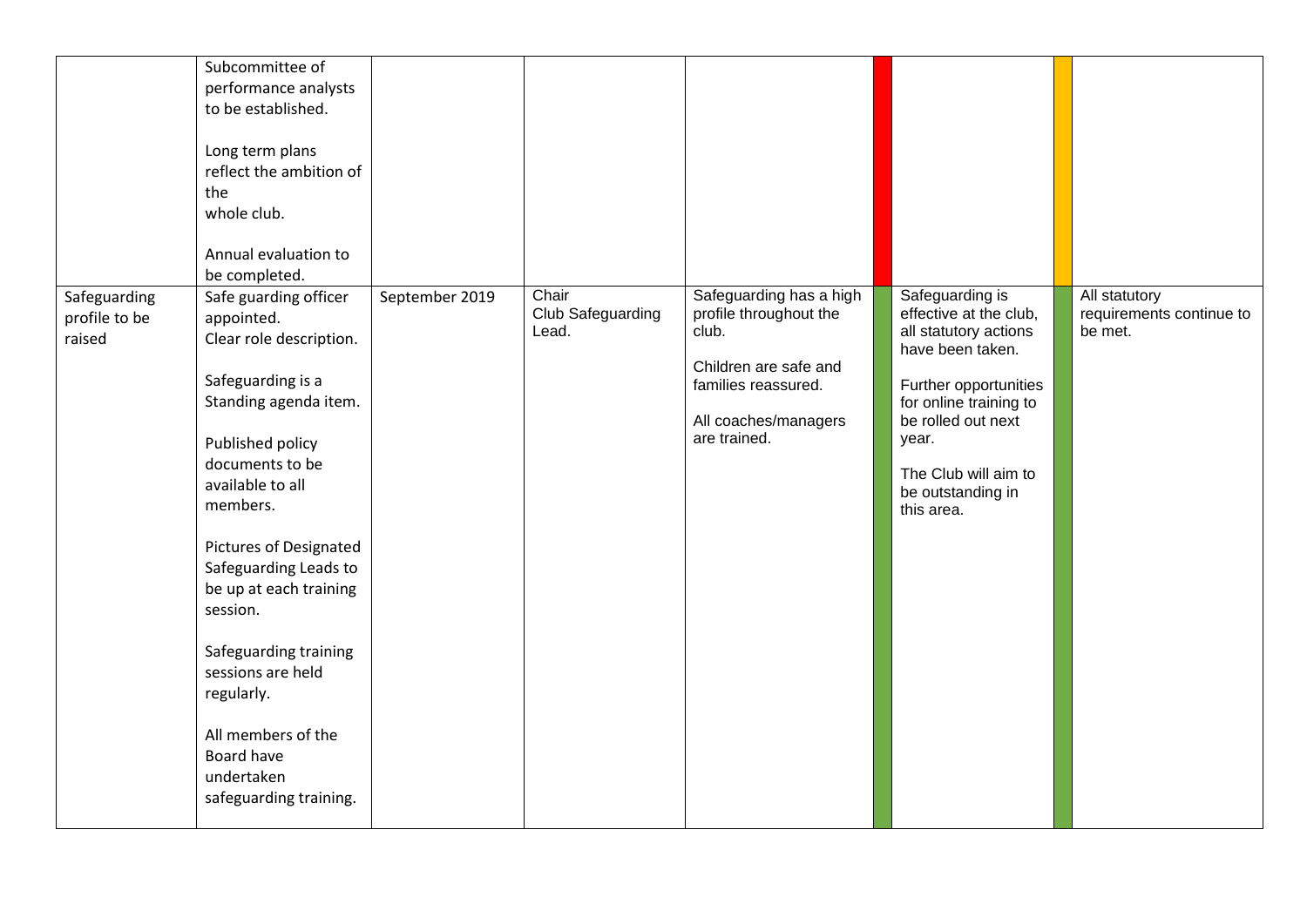| | | | | | | | | |
|---|---|---|---|---|---|---|---|---|
| | Subcommittee of performance analysts to be established.<br><br>Long term plans reflect the ambition of the whole club.<br><br>Annual evaluation to be completed. | | | | | | | |
| Safeguarding profile to be raised | Safe guarding officer appointed.<br>Clear role description.<br><br>Safeguarding is a Standing agenda item.<br><br>Published policy documents to be available to all members.<br><br>Pictures of Designated Safeguarding Leads to be up at each training session.<br><br>Safeguarding training sessions are held regularly.<br><br>All members of the Board have undertaken safeguarding training. | September 2019 | Chair<br>Club Safeguarding Lead. | Safeguarding has a high profile throughout the club.<br><br>Children are safe and families reassured.<br><br>All coaches/managers are trained. | | Safeguarding is effective at the club, all statutory actions have been taken.<br><br>Further opportunities for online training to be rolled out next year.<br><br>The Club will aim to be outstanding in this area. | | All statutory requirements continue to be met. |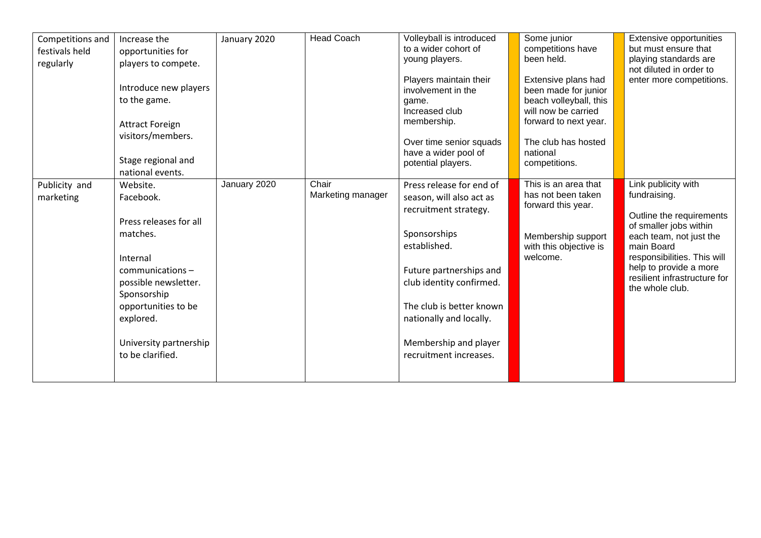| | | | | | | | | |
|---|---|---|---|---|---|---|---|---|
| Competitions and festivals held regularly | Increase the opportunities for players to compete.<br><br>Introduce new players to the game.<br><br>Attract Foreign visitors/members.<br><br>Stage regional and national events. | January 2020 | Head Coach | Volleyball is introduced to a wider cohort of young players.<br><br>Players maintain their involvement in the game.<br>Increased club membership.<br><br>Over time senior squads have a wider pool of potential players. | | Some junior competitions have been held.<br><br>Extensive plans had been made for junior beach volleyball, this will now be carried forward to next year.<br><br>The club has hosted national competitions. | | Extensive opportunities but must ensure that playing standards are not diluted in order to enter more competitions. |
| Publicity and marketing | Website.<br>Facebook.<br><br>Press releases for all matches.<br><br>Internal communications – possible newsletter.<br>Sponsorship opportunities to be explored.<br><br>University partnership to be clarified. | January 2020 | Chair<br>Marketing manager | Press release for end of season, will also act as recruitment strategy.<br><br>Sponsorships established.<br><br>Future partnerships and club identity confirmed.<br><br>The club is better known nationally and locally.<br><br>Membership and player recruitment increases. | | This is an area that has not been taken forward this year.<br><br>Membership support with this objective is welcome. | | Link publicity with fundraising.<br><br>Outline the requirements of smaller jobs within each team, not just the main Board responsibilities. This will help to provide a more resilient infrastructure for the whole club. |